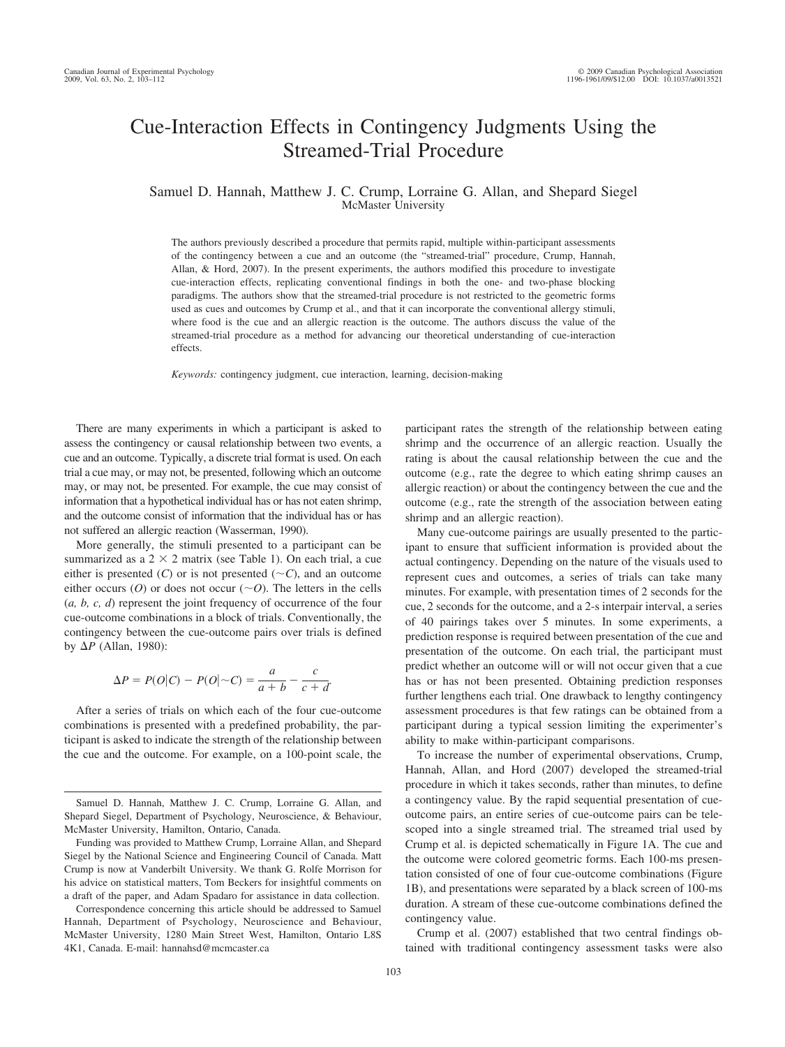# Cue-Interaction Effects in Contingency Judgments Using the Streamed-Trial Procedure

Samuel D. Hannah, Matthew J. C. Crump, Lorraine G. Allan, and Shepard Siegel
McMaster University

The authors previously described a procedure that permits rapid, multiple within-participant assessments of the contingency between a cue and an outcome (the "streamed-trial" procedure, Crump, Hannah, Allan, & Hord, 2007). In the present experiments, the authors modified this procedure to investigate cue-interaction effects, replicating conventional findings in both the one- and two-phase blocking paradigms. The authors show that the streamed-trial procedure is not restricted to the geometric forms used as cues and outcomes by Crump et al., and that it can incorporate the conventional allergy stimuli, where food is the cue and an allergic reaction is the outcome. The authors discuss the value of the streamed-trial procedure as a method for advancing our theoretical understanding of cue-interaction effects.

*Keywords:* contingency judgment, cue interaction, learning, decision-making

There are many experiments in which a participant is asked to assess the contingency or causal relationship between two events, a cue and an outcome. Typically, a discrete trial format is used. On each trial a cue may, or may not, be presented, following which an outcome may, or may not, be presented. For example, the cue may consist of information that a hypothetical individual has or has not eaten shrimp, and the outcome consist of information that the individual has or has not suffered an allergic reaction (Wasserman, 1990).

More generally, the stimuli presented to a participant can be summarized as a 2 × 2 matrix (see Table 1). On each trial, a cue either is presented ($C$) or is not presented ($\sim C$), and an outcome either occurs ($O$) or does not occur ($\sim O$). The letters in the cells ($a, b, c, d$) represent the joint frequency of occurrence of the four cue-outcome combinations in a block of trials. Conventionally, the contingency between the cue-outcome pairs over trials is defined by $\Delta P$ (Allan, 1980):

$$\Delta P = P(O|C) - P(O|\sim C) = \frac{a}{a+b} - \frac{c}{c+d}.$$

After a series of trials on which each of the four cue-outcome combinations is presented with a predefined probability, the participant is asked to indicate the strength of the relationship between the cue and the outcome. For example, on a 100-point scale, the participant rates the strength of the relationship between eating shrimp and the occurrence of an allergic reaction. Usually the rating is about the causal relationship between the cue and the outcome (e.g., rate the degree to which eating shrimp causes an allergic reaction) or about the contingency between the cue and the outcome (e.g., rate the strength of the association between eating shrimp and an allergic reaction).

Many cue-outcome pairings are usually presented to the participant to ensure that sufficient information is provided about the actual contingency. Depending on the nature of the visuals used to represent cues and outcomes, a series of trials can take many minutes. For example, with presentation times of 2 seconds for the cue, 2 seconds for the outcome, and a 2-s interpair interval, a series of 40 pairings takes over 5 minutes. In some experiments, a prediction response is required between presentation of the cue and presentation of the outcome. On each trial, the participant must predict whether an outcome will or will not occur given that a cue has or has not been presented. Obtaining prediction responses further lengthens each trial. One drawback to lengthy contingency assessment procedures is that few ratings can be obtained from a participant during a typical session limiting the experimenter's ability to make within-participant comparisons.

To increase the number of experimental observations, Crump, Hannah, Allan, and Hord (2007) developed the streamed-trial procedure in which it takes seconds, rather than minutes, to define a contingency value. By the rapid sequential presentation of cue-outcome pairs, an entire series of cue-outcome pairs can be telescoped into a single streamed trial. The streamed trial used by Crump et al. is depicted schematically in Figure 1A. The cue and the outcome were colored geometric forms. Each 100-ms presentation consisted of one of four cue-outcome combinations (Figure 1B), and presentations were separated by a black screen of 100-ms duration. A stream of these cue-outcome combinations defined the contingency value.

Crump et al. (2007) established that two central findings obtained with traditional contingency assessment tasks were also

---

Samuel D. Hannah, Matthew J. C. Crump, Lorraine G. Allan, and Shepard Siegel, Department of Psychology, Neuroscience, & Behaviour, McMaster University, Hamilton, Ontario, Canada.

Funding was provided to Matthew Crump, Lorraine Allan, and Shepard Siegel by the National Science and Engineering Council of Canada. Matt Crump is now at Vanderbilt University. We thank G. Rolfe Morrison for his advice on statistical matters, Tom Beckers for insightful comments on a draft of the paper, and Adam Spadaro for assistance in data collection.

Correspondence concerning this article should be addressed to Samuel Hannah, Department of Psychology, Neuroscience and Behaviour, McMaster University, 1280 Main Street West, Hamilton, Ontario L8S 4K1, Canada. E-mail: hannahsd@mcmcaster.ca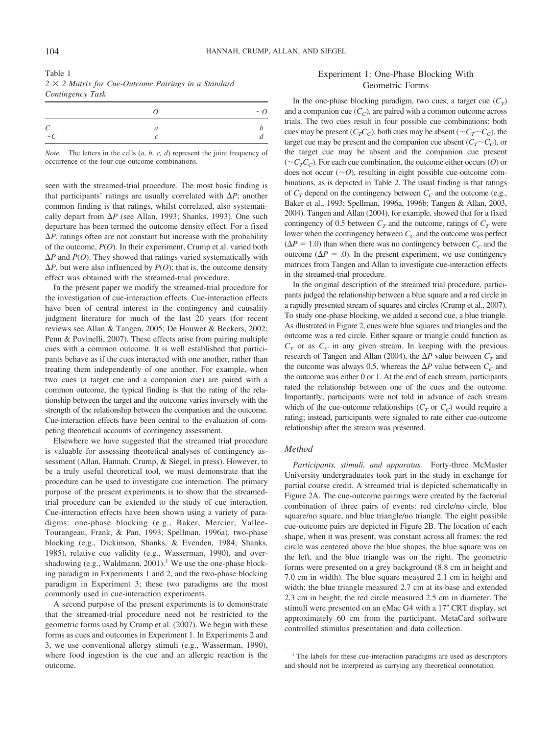Table 1
*2 × 2 Matrix for Cue-Outcome Pairings in a Standard Contingency Task*

| | $O$ | $\sim O$ |
|---|---|---|
| $C$ | $a$ | $b$ |
| $\sim C$ | $c$ | $d$ |

*Note.* The letters in the cells (*a, b, c, d*) represent the joint frequency of occurrence of the four cue-outcome combinations.

seen with the streamed-trial procedure. The most basic finding is that participants' ratings are usually correlated with $\Delta P$; another common finding is that ratings, whilst correlated, also systematically depart from $\Delta P$ (see Allan, 1993; Shanks, 1993). One such departure has been termed the outcome density effect. For a fixed $\Delta P$, ratings often are not constant but increase with the probability of the outcome, $P(O)$. In their experiment, Crump et al. varied both $\Delta P$ and $P(O)$. They showed that ratings varied systematically with $\Delta P$, but were also influenced by $P(O)$; that is, the outcome density effect was obtained with the streamed-trial procedure.

In the present paper we modify the streamed-trial procedure for the investigation of cue-interaction effects. Cue-interaction effects have been of central interest in the contingency and causality judgment literature for much of the last 20 years (for recent reviews see Allan & Tangen, 2005; De Houwer & Beckers, 2002; Penn & Povinelli, 2007). These effects arise from pairing multiple cues with a common outcome. It is well established that participants behave as if the cues interacted with one another, rather than treating them independently of one another. For example, when two cues (a target cue and a companion cue) are paired with a common outcome, the typical finding is that the rating of the relationship between the target and the outcome varies inversely with the strength of the relationship between the companion and the outcome. Cue-interaction effects have been central to the evaluation of competing theoretical accounts of contingency assessment.

Elsewhere we have suggested that the streamed trial procedure is valuable for assessing theoretical analyses of contingency assessment (Allan, Hannah, Crump, & Siegel, in press). However, to be a truly useful theoretical tool, we must demonstrate that the procedure can be used to investigate cue interaction. The primary purpose of the present experiments is to show that the streamed-trial procedure can be extended to the study of cue interaction. Cue-interaction effects have been shown using a variety of paradigms: one-phase blocking (e.g., Baker, Mercier, Vallee-Tourangeau, Frank, & Pan, 1993; Spellman, 1996a), two-phase blocking (e.g., Dickinson, Shanks, & Evenden, 1984; Shanks, 1985), relative cue validity (e.g., Wasserman, 1990), and overshadowing (e.g., Waldmann, 2001).[1] We use the one-phase blocking paradigm in Experiments 1 and 2, and the two-phase blocking paradigm in Experiment 3; these two paradigms are the most commonly used in cue-interaction experiments.

A second purpose of the present experiments is to demonstrate that the streamed-trial procedure need not be restricted to the geometric forms used by Crump et al. (2007). We begin with these forms as cues and outcomes in Experiment 1. In Experiments 2 and 3, we use conventional allergy stimuli (e.g., Wasserman, 1990), where food ingestion is the cue and an allergic reaction is the outcome.

## Experiment 1: One-Phase Blocking With Geometric Forms

In the one-phase blocking paradigm, two cues, a target cue ($C_T$) and a companion cue ($C_C$), are paired with a common outcome across trials. The two cues result in four possible cue combinations: both cues may be present ($C_TC_C$), both cues may be absent ($\sim C_T \sim C_C$), the target cue may be present and the companion cue absent ($C_T \sim C_C$), or the target cue may be absent and the companion cue present ($\sim C_TC_C$). For each cue combination, the outcome either occurs ($O$) or does not occur ($\sim O$), resulting in eight possible cue-outcome combinations, as is depicted in Table 2. The usual finding is that ratings of $C_T$ depend on the contingency between $C_C$ and the outcome (e.g., Baker et al., 1993; Spellman, 1996a, 1996b; Tangen & Allan, 2003, 2004). Tangen and Allan (2004), for example, showed that for a fixed contingency of 0.5 between $C_T$ and the outcome, ratings of $C_T$ were lower when the contingency between $C_C$ and the outcome was perfect ($\Delta P = 1.0$) than when there was no contingency between $C_C$ and the outcome ($\Delta P = .0$). In the present experiment, we use contingency matrices from Tangen and Allan to investigate cue-interaction effects in the streamed-trial procedure.

In the original description of the streamed trial procedure, participants judged the relationship between a blue square and a red circle in a rapidly presented stream of squares and circles (Crump et al., 2007). To study one-phase blocking, we added a second cue, a blue triangle. As illustrated in Figure 2, cues were blue squares and triangles and the outcome was a red circle. Either square or triangle could function as $C_T$ or as $C_C$ in any given stream. In keeping with the previous research of Tangen and Allan (2004), the $\Delta P$ value between $C_T$ and the outcome was always 0.5, whereas the $\Delta P$ value between $C_C$ and the outcome was either 0 or 1. At the end of each stream, participants rated the relationship between one of the cues and the outcome. Importantly, participants were not told in advance of each stream which of the cue-outcome relationships ($C_T$ or $C_C$) would require a rating; instead, participants were signaled to rate either cue-outcome relationship after the stream was presented.

### Method

*Participants, stimuli, and apparatus.* Forty-three McMaster University undergraduates took part in the study in exchange for partial course credit. A streamed trial is depicted schematically in Figure 2A. The cue-outcome pairings were created by the factorial combination of three pairs of events: red circle/no circle, blue square/no square, and blue triangle/no triangle. The eight possible cue-outcome pairs are depicted in Figure 2B. The location of each shape, when it was present, was constant across all frames: the red circle was centered above the blue shapes, the blue square was on the left, and the blue triangle was on the right. The geometric forms were presented on a grey background (8.8 cm in height and 7.0 cm in width). The blue square measured 2.1 cm in height and width; the blue triangle measured 2.7 cm at its base and extended 2.3 cm in height; the red circle measured 2.5 cm in diameter. The stimuli were presented on an eMac G4 with a 17″ CRT display, set approximately 60 cm from the participant. MetaCard software controlled stimulus presentation and data collection.

[1] The labels for these cue-interaction paradigms are used as descriptors and should not be interpreted as carrying any theoretical connotation.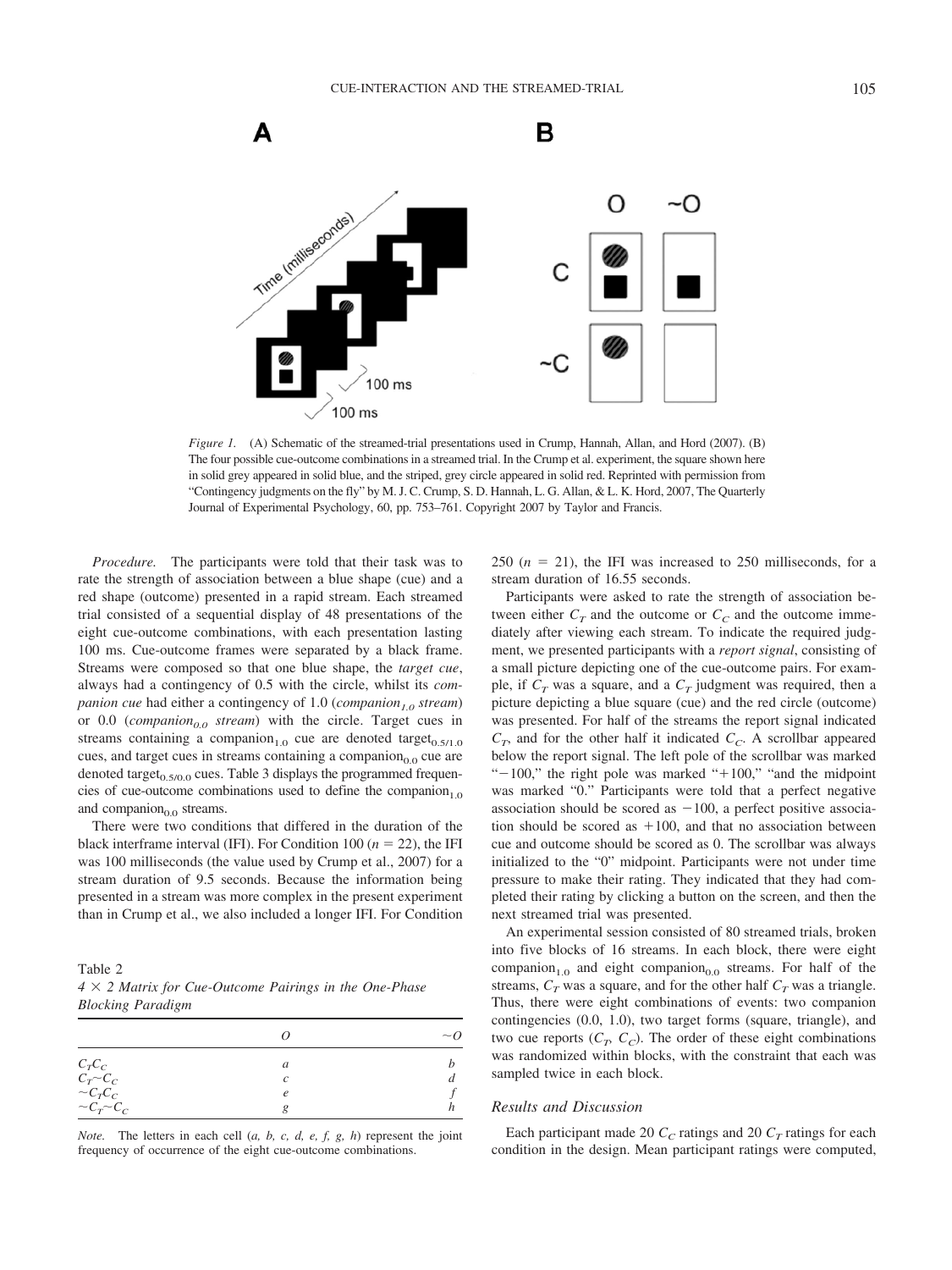*Figure 1.* (A) Schematic of the streamed-trial presentations used in Crump, Hannah, Allan, and Hord (2007). (B) The four possible cue-outcome combinations in a streamed trial. In the Crump et al. experiment, the square shown here in solid grey appeared in solid blue, and the striped, grey circle appeared in solid red. Reprinted with permission from "Contingency judgments on the fly" by M. J. C. Crump, S. D. Hannah, L. G. Allan, & L. K. Hord, 2007, The Quarterly Journal of Experimental Psychology, 60, pp. 753–761. Copyright 2007 by Taylor and Francis.

*Procedure.* The participants were told that their task was to rate the strength of association between a blue shape (cue) and a red shape (outcome) presented in a rapid stream. Each streamed trial consisted of a sequential display of 48 presentations of the eight cue-outcome combinations, with each presentation lasting 100 ms. Cue-outcome frames were separated by a black frame. Streams were composed so that one blue shape, the *target cue*, always had a contingency of 0.5 with the circle, whilst its *companion cue* had either a contingency of 1.0 (*companion$_{1.0}$ stream*) or 0.0 (*companion$_{0.0}$ stream*) with the circle. Target cues in streams containing a companion$_{1.0}$ cue are denoted target$_{0.5/1.0}$ cues, and target cues in streams containing a companion$_{0.0}$ cue are denoted target$_{0.5/0.0}$ cues. Table 3 displays the programmed frequencies of cue-outcome combinations used to define the companion$_{1.0}$ and companion$_{0.0}$ streams.

There were two conditions that differed in the duration of the black interframe interval (IFI). For Condition 100 ($n = 22$), the IFI was 100 milliseconds (the value used by Crump et al., 2007) for a stream duration of 9.5 seconds. Because the information being presented in a stream was more complex in the present experiment than in Crump et al., we also included a longer IFI. For Condition 250 ($n = 21$), the IFI was increased to 250 milliseconds, for a stream duration of 16.55 seconds.

Table 2
*4 × 2 Matrix for Cue-Outcome Pairings in the One-Phase Blocking Paradigm*

| | $O$ | $\sim O$ |
|---|---|---|
| $C_T C_C$ | $a$ | $b$ |
| $C_T \sim C_C$ | $c$ | $d$ |
| $\sim C_T C_C$ | $e$ | $f$ |
| $\sim C_T \sim C_C$ | $g$ | $h$ |

*Note.* The letters in each cell ($a, b, c, d, e, f, g, h$) represent the joint frequency of occurrence of the eight cue-outcome combinations.

Participants were asked to rate the strength of association between either $C_T$ and the outcome or $C_C$ and the outcome immediately after viewing each stream. To indicate the required judgment, we presented participants with a *report signal*, consisting of a small picture depicting one of the cue-outcome pairs. For example, if $C_T$ was a square, and a $C_T$ judgment was required, then a picture depicting a blue square (cue) and the red circle (outcome) was presented. For half of the streams the report signal indicated $C_T$, and for the other half it indicated $C_C$. A scrollbar appeared below the report signal. The left pole of the scrollbar was marked "−100," the right pole was marked "+100," "and the midpoint was marked "0." Participants were told that a perfect negative association should be scored as −100, a perfect positive association should be scored as +100, and that no association between cue and outcome should be scored as 0. The scrollbar was always initialized to the "0" midpoint. Participants were not under time pressure to make their rating. They indicated that they had completed their rating by clicking a button on the screen, and then the next streamed trial was presented.

An experimental session consisted of 80 streamed trials, broken into five blocks of 16 streams. In each block, there were eight companion$_{1.0}$ and eight companion$_{0.0}$ streams. For half of the streams, $C_T$ was a square, and for the other half $C_T$ was a triangle. Thus, there were eight combinations of events: two companion contingencies (0.0, 1.0), two target forms (square, triangle), and two cue reports ($C_T$, $C_C$). The order of these eight combinations was randomized within blocks, with the constraint that each was sampled twice in each block.

### Results and Discussion

Each participant made 20 $C_C$ ratings and 20 $C_T$ ratings for each condition in the design. Mean participant ratings were computed,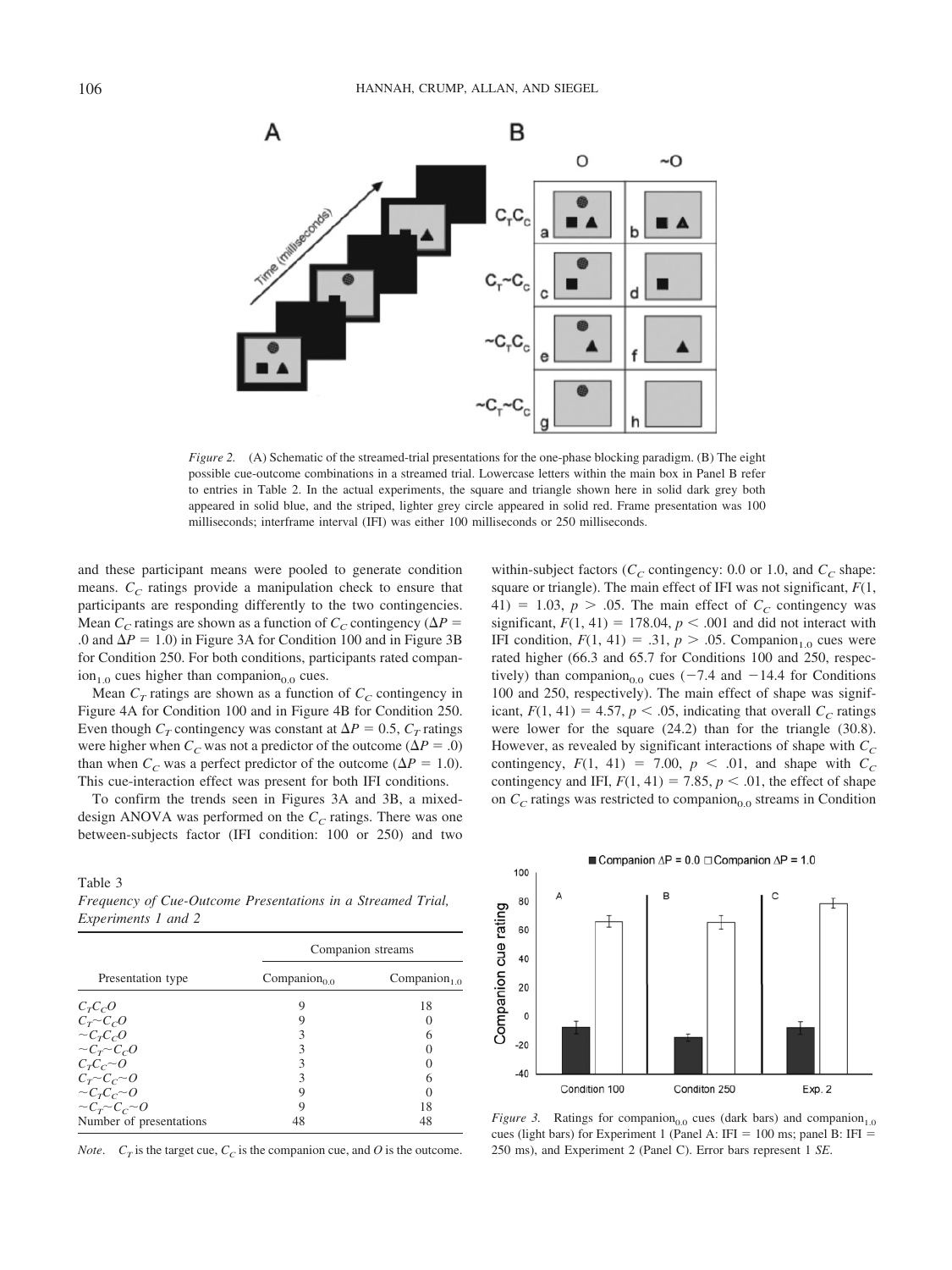*Figure 2.* (A) Schematic of the streamed-trial presentations for the one-phase blocking paradigm. (B) The eight possible cue-outcome combinations in a streamed trial. Lowercase letters within the main box in Panel B refer to entries in Table 2. In the actual experiments, the square and triangle shown here in solid dark grey both appeared in solid blue, and the striped, lighter grey circle appeared in solid red. Frame presentation was 100 milliseconds; interframe interval (IFI) was either 100 milliseconds or 250 milliseconds.

and these participant means were pooled to generate condition means. $C_C$ ratings provide a manipulation check to ensure that participants are responding differently to the two contingencies. Mean $C_C$ ratings are shown as a function of $C_C$ contingency ($\Delta P = .0$ and $\Delta P = 1.0$) in Figure 3A for Condition 100 and in Figure 3B for Condition 250. For both conditions, participants rated companion$_{1.0}$ cues higher than companion$_{0.0}$ cues.

Mean $C_T$ ratings are shown as a function of $C_C$ contingency in Figure 4A for Condition 100 and in Figure 4B for Condition 250. Even though $C_T$ contingency was constant at $\Delta P = 0.5$, $C_T$ ratings were higher when $C_C$ was not a predictor of the outcome ($\Delta P = .0$) than when $C_C$ was a perfect predictor of the outcome ($\Delta P = 1.0$). This cue-interaction effect was present for both IFI conditions.

To confirm the trends seen in Figures 3A and 3B, a mixed-design ANOVA was performed on the $C_C$ ratings. There was one between-subjects factor (IFI condition: 100 or 250) and two within-subject factors ($C_C$ contingency: 0.0 or 1.0, and $C_C$ shape: square or triangle). The main effect of IFI was not significant, $F(1, 41) = 1.03$, $p > .05$. The main effect of $C_C$ contingency was significant, $F(1, 41) = 178.04$, $p < .001$ and did not interact with IFI condition, $F(1, 41) = .31$, $p > .05$. Companion$_{1.0}$ cues were rated higher (66.3 and 65.7 for Conditions 100 and 250, respectively) than companion$_{0.0}$ cues (−7.4 and −14.4 for Conditions 100 and 250, respectively). The main effect of shape was significant, $F(1, 41) = 4.57$, $p < .05$, indicating that overall $C_C$ ratings were lower for the square (24.2) than for the triangle (30.8). However, as revealed by significant interactions of shape with $C_C$ contingency, $F(1, 41) = 7.00$, $p < .01$, and shape with $C_C$ contingency and IFI, $F(1, 41) = 7.85$, $p < .01$, the effect of shape on $C_C$ ratings was restricted to companion$_{0.0}$ streams in Condition

Table 3
*Frequency of Cue-Outcome Presentations in a Streamed Trial, Experiments 1 and 2*

| Presentation type | Companion streams | |
|---|---|---|
| | Companion$_{0.0}$ | Companion$_{1.0}$ |
| $C_T C_C O$ | 9 | 18 |
| $C_T {\sim} C_C O$ | 9 | 0 |
| ${\sim} C_T C_C O$ | 3 | 6 |
| ${\sim} C_T {\sim} C_C O$ | 3 | 0 |
| $C_T C_C {\sim} O$ | 3 | 0 |
| $C_T {\sim} C_C {\sim} O$ | 3 | 6 |
| ${\sim} C_T C_C {\sim} O$ | 9 | 0 |
| ${\sim} C_T {\sim} C_C {\sim} O$ | 9 | 18 |
| Number of presentations | 48 | 48 |

*Note*. $C_T$ is the target cue, $C_C$ is the companion cue, and $O$ is the outcome.

*Figure 3.* Ratings for companion$_{0.0}$ cues (dark bars) and companion$_{1.0}$ cues (light bars) for Experiment 1 (Panel A: IFI = 100 ms; panel B: IFI = 250 ms), and Experiment 2 (Panel C). Error bars represent 1 *SE*.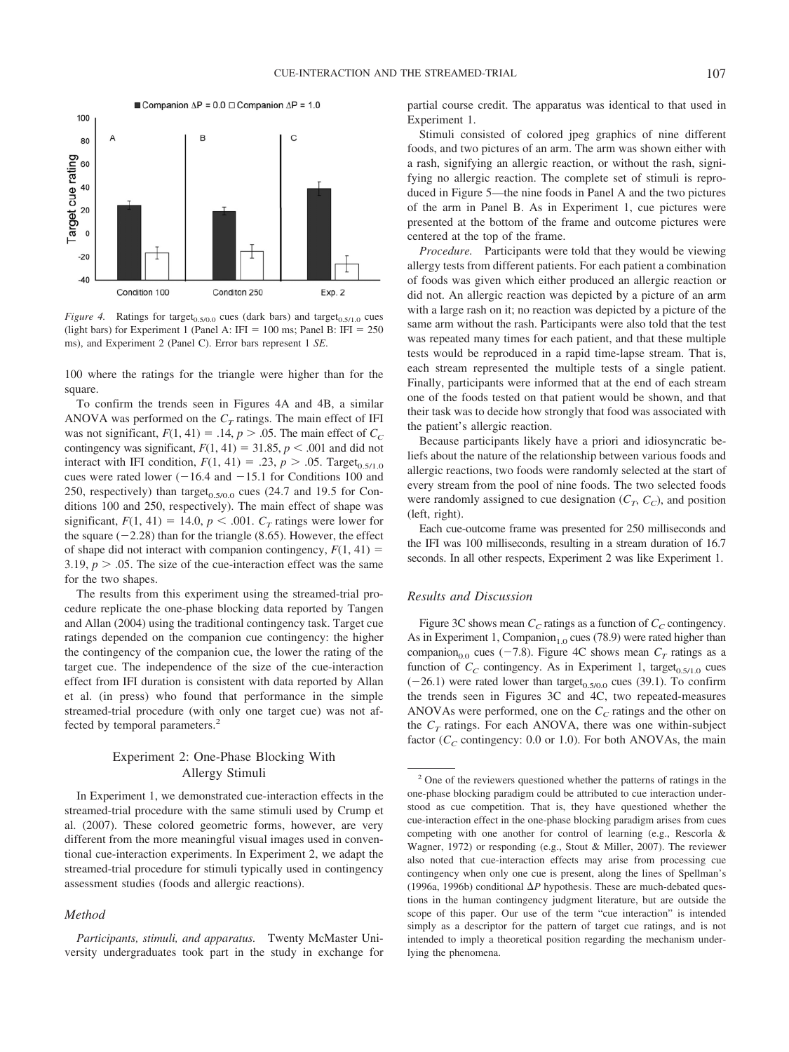*Figure 4.* Ratings for target$_{0.5/0.0}$ cues (dark bars) and target$_{0.5/1.0}$ cues (light bars) for Experiment 1 (Panel A: IFI = 100 ms; Panel B: IFI = 250 ms), and Experiment 2 (Panel C). Error bars represent 1 *SE*.

100 where the ratings for the triangle were higher than for the square.

To confirm the trends seen in Figures 4A and 4B, a similar ANOVA was performed on the $C_T$ ratings. The main effect of IFI was not significant, $F(1, 41) = .14$, $p > .05$. The main effect of $C_C$ contingency was significant, $F(1, 41) = 31.85$, $p < .001$ and did not interact with IFI condition, $F(1, 41) = .23$, $p > .05$. Target$_{0.5/1.0}$ cues were rated lower (−16.4 and −15.1 for Conditions 100 and 250, respectively) than target$_{0.5/0.0}$ cues (24.7 and 19.5 for Conditions 100 and 250, respectively). The main effect of shape was significant, $F(1, 41) = 14.0$, $p < .001$. $C_T$ ratings were lower for the square (−2.28) than for the triangle (8.65). However, the effect of shape did not interact with companion contingency, $F(1, 41) = 3.19$, $p > .05$. The size of the cue-interaction effect was the same for the two shapes.

The results from this experiment using the streamed-trial procedure replicate the one-phase blocking data reported by Tangen and Allan (2004) using the traditional contingency task. Target cue ratings depended on the companion cue contingency: the higher the contingency of the companion cue, the lower the rating of the target cue. The independence of the size of the cue-interaction effect from IFI duration is consistent with data reported by Allan et al. (in press) who found that performance in the simple streamed-trial procedure (with only one target cue) was not affected by temporal parameters.[2]

## Experiment 2: One-Phase Blocking With Allergy Stimuli

In Experiment 1, we demonstrated cue-interaction effects in the streamed-trial procedure with the same stimuli used by Crump et al. (2007). These colored geometric forms, however, are very different from the more meaningful visual images used in conventional cue-interaction experiments. In Experiment 2, we adapt the streamed-trial procedure for stimuli typically used in contingency assessment studies (foods and allergic reactions).

### Method

*Participants, stimuli, and apparatus.* Twenty McMaster University undergraduates took part in the study in exchange for partial course credit. The apparatus was identical to that used in Experiment 1.

Stimuli consisted of colored jpeg graphics of nine different foods, and two pictures of an arm. The arm was shown either with a rash, signifying an allergic reaction, or without the rash, signifying no allergic reaction. The complete set of stimuli is reproduced in Figure 5—the nine foods in Panel A and the two pictures of the arm in Panel B. As in Experiment 1, cue pictures were presented at the bottom of the frame and outcome pictures were centered at the top of the frame.

*Procedure.* Participants were told that they would be viewing allergy tests from different patients. For each patient a combination of foods was given which either produced an allergic reaction or did not. An allergic reaction was depicted by a picture of an arm with a large rash on it; no reaction was depicted by a picture of the same arm without the rash. Participants were also told that the test was repeated many times for each patient, and that these multiple tests would be reproduced in a rapid time-lapse stream. That is, each stream represented the multiple tests of a single patient. Finally, participants were informed that at the end of each stream one of the foods tested on that patient would be shown, and that their task was to decide how strongly that food was associated with the patient's allergic reaction.

Because participants likely have a priori and idiosyncratic beliefs about the nature of the relationship between various foods and allergic reactions, two foods were randomly selected at the start of every stream from the pool of nine foods. The two selected foods were randomly assigned to cue designation ($C_T$, $C_C$), and position (left, right).

Each cue-outcome frame was presented for 250 milliseconds and the IFI was 100 milliseconds, resulting in a stream duration of 16.7 seconds. In all other respects, Experiment 2 was like Experiment 1.

### Results and Discussion

Figure 3C shows mean $C_C$ ratings as a function of $C_C$ contingency. As in Experiment 1, Companion$_{1.0}$ cues (78.9) were rated higher than companion$_{0.0}$ cues (−7.8). Figure 4C shows mean $C_T$ ratings as a function of $C_C$ contingency. As in Experiment 1, target$_{0.5/1.0}$ cues (−26.1) were rated lower than target$_{0.5/0.0}$ cues (39.1). To confirm the trends seen in Figures 3C and 4C, two repeated-measures ANOVAs were performed, one on the $C_C$ ratings and the other on the $C_T$ ratings. For each ANOVA, there was one within-subject factor ($C_C$ contingency: 0.0 or 1.0). For both ANOVAs, the main

[2] One of the reviewers questioned whether the patterns of ratings in the one-phase blocking paradigm could be attributed to cue interaction understood as cue competition. That is, they have questioned whether the cue-interaction effect in the one-phase blocking paradigm arises from cues competing with one another for control of learning (e.g., Rescorla & Wagner, 1972) or responding (e.g., Stout & Miller, 2007). The reviewer also noted that cue-interaction effects may arise from processing cue contingency when only one cue is present, along the lines of Spellman's (1996a, 1996b) conditional $\Delta P$ hypothesis. These are much-debated questions in the human contingency judgment literature, but are outside the scope of this paper. Our use of the term "cue interaction" is intended simply as a descriptor for the pattern of target cue ratings, and is not intended to imply a theoretical position regarding the mechanism underlying the phenomena.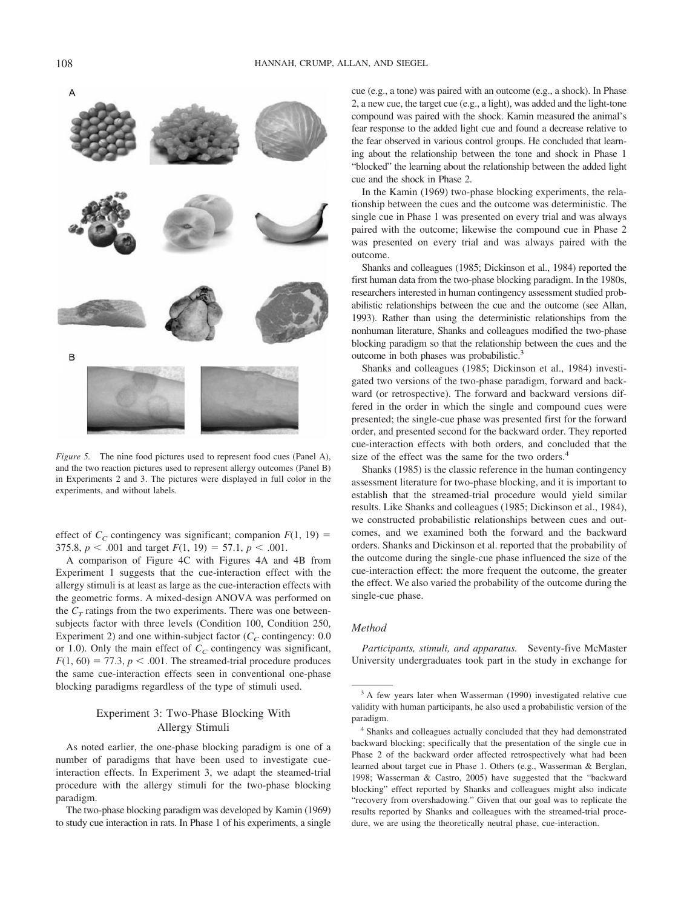*Figure 5.* The nine food pictures used to represent food cues (Panel A), and the two reaction pictures used to represent allergy outcomes (Panel B) in Experiments 2 and 3. The pictures were displayed in full color in the experiments, and without labels.

effect of $C_C$ contingency was significant; companion $F(1, 19) = 375.8$, $p < .001$ and target $F(1, 19) = 57.1$, $p < .001$.

A comparison of Figure 4C with Figures 4A and 4B from Experiment 1 suggests that the cue-interaction effect with the allergy stimuli is at least as large as the cue-interaction effects with the geometric forms. A mixed-design ANOVA was performed on the $C_T$ ratings from the two experiments. There was one between-subjects factor with three levels (Condition 100, Condition 250, Experiment 2) and one within-subject factor ($C_C$ contingency: 0.0 or 1.0). Only the main effect of $C_C$ contingency was significant, $F(1, 60) = 77.3$, $p < .001$. The streamed-trial procedure produces the same cue-interaction effects seen in conventional one-phase blocking paradigms regardless of the type of stimuli used.

## Experiment 3: Two-Phase Blocking With Allergy Stimuli

As noted earlier, the one-phase blocking paradigm is one of a number of paradigms that have been used to investigate cue-interaction effects. In Experiment 3, we adapt the steamed-trial procedure with the allergy stimuli for the two-phase blocking paradigm.

The two-phase blocking paradigm was developed by Kamin (1969) to study cue interaction in rats. In Phase 1 of his experiments, a single cue (e.g., a tone) was paired with an outcome (e.g., a shock). In Phase 2, a new cue, the target cue (e.g., a light), was added and the light-tone compound was paired with the shock. Kamin measured the animal's fear response to the added light cue and found a decrease relative to the fear observed in various control groups. He concluded that learning about the relationship between the tone and shock in Phase 1 "blocked" the learning about the relationship between the added light cue and the shock in Phase 2.

In the Kamin (1969) two-phase blocking experiments, the relationship between the cues and the outcome was deterministic. The single cue in Phase 1 was presented on every trial and was always paired with the outcome; likewise the compound cue in Phase 2 was presented on every trial and was always paired with the outcome.

Shanks and colleagues (1985; Dickinson et al., 1984) reported the first human data from the two-phase blocking paradigm. In the 1980s, researchers interested in human contingency assessment studied probabilistic relationships between the cue and the outcome (see Allan, 1993). Rather than using the deterministic relationships from the nonhuman literature, Shanks and colleagues modified the two-phase blocking paradigm so that the relationship between the cues and the outcome in both phases was probabilistic.[3]

Shanks and colleagues (1985; Dickinson et al., 1984) investigated two versions of the two-phase paradigm, forward and backward (or retrospective). The forward and backward versions differed in the order in which the single and compound cues were presented; the single-cue phase was presented first for the forward order, and presented second for the backward order. They reported cue-interaction effects with both orders, and concluded that the size of the effect was the same for the two orders.[4]

Shanks (1985) is the classic reference in the human contingency assessment literature for two-phase blocking, and it is important to establish that the streamed-trial procedure would yield similar results. Like Shanks and colleagues (1985; Dickinson et al., 1984), we constructed probabilistic relationships between cues and outcomes, and we examined both the forward and the backward orders. Shanks and Dickinson et al. reported that the probability of the outcome during the single-cue phase influenced the size of the cue-interaction effect: the more frequent the outcome, the greater the effect. We also varied the probability of the outcome during the single-cue phase.

### Method

*Participants, stimuli, and apparatus.* Seventy-five McMaster University undergraduates took part in the study in exchange for

[3] A few years later when Wasserman (1990) investigated relative cue validity with human participants, he also used a probabilistic version of the paradigm.

[4] Shanks and colleagues actually concluded that they had demonstrated backward blocking; specifically that the presentation of the single cue in Phase 2 of the backward order affected retrospectively what had been learned about target cue in Phase 1. Others (e.g., Wasserman & Berglan, 1998; Wasserman & Castro, 2005) have suggested that the "backward blocking" effect reported by Shanks and colleagues might also indicate "recovery from overshadowing." Given that our goal was to replicate the results reported by Shanks and colleagues with the streamed-trial procedure, we are using the theoretically neutral phase, cue-interaction.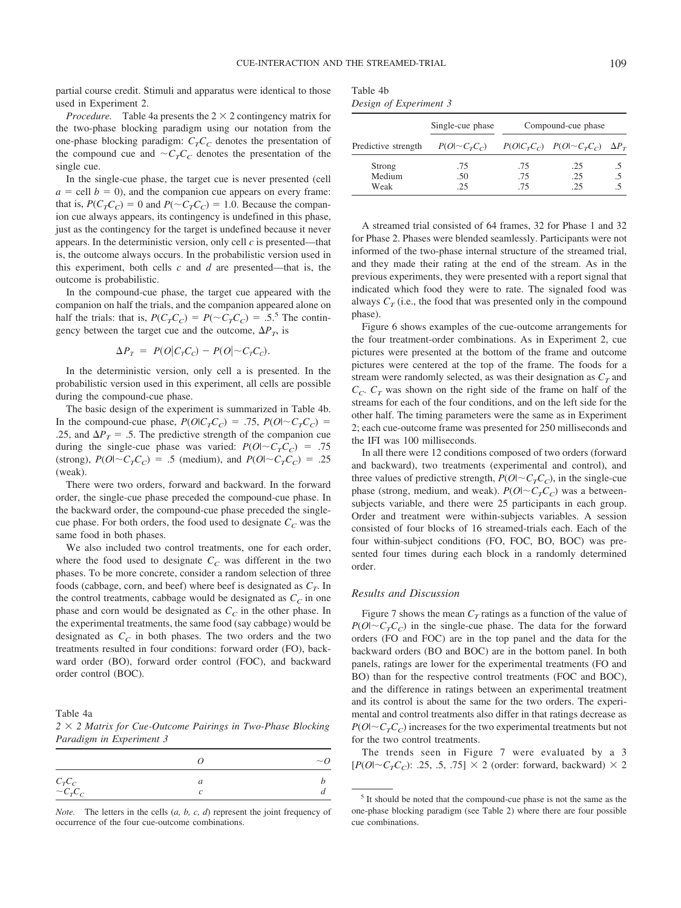partial course credit. Stimuli and apparatus were identical to those used in Experiment 2.

*Procedure.* Table 4a presents the 2 × 2 contingency matrix for the two-phase blocking paradigm using our notation from the one-phase blocking paradigm: $C_TC_C$ denotes the presentation of the compound cue and $\sim C_TC_C$ denotes the presentation of the single cue.

In the single-cue phase, the target cue is never presented (cell $a$ = cell $b$ = 0), and the companion cue appears on every frame: that is, $P(C_TC_C) = 0$ and $P(\sim C_TC_C) = 1.0$. Because the companion cue always appears, its contingency is undefined in this phase, just as the contingency for the target is undefined because it never appears. In the deterministic version, only cell $c$ is presented—that is, the outcome always occurs. In the probabilistic version used in this experiment, both cells $c$ and $d$ are presented—that is, the outcome is probabilistic.

In the compound-cue phase, the target cue appeared with the companion on half the trials, and the companion appeared alone on half the trials: that is, $P(C_TC_C) = P(\sim C_TC_C) = .5$.[5] The contingency between the target cue and the outcome, $\Delta P_T$, is

$$\Delta P_T = P(O|C_TC_C) - P(O|\sim C_TC_C).$$

In the deterministic version, only cell a is presented. In the probabilistic version used in this experiment, all cells are possible during the compound-cue phase.

The basic design of the experiment is summarized in Table 4b. In the compound-cue phase, $P(O|C_TC_C) = .75$, $P(O|\sim C_TC_C) = .25$, and $\Delta P_T = .5$. The predictive strength of the companion cue during the single-cue phase was varied: $P(O|\sim C_TC_C) = .75$ (strong), $P(O|\sim C_TC_C) = .5$ (medium), and $P(O|\sim C_TC_C) = .25$ (weak).

There were two orders, forward and backward. In the forward order, the single-cue phase preceded the compound-cue phase. In the backward order, the compound-cue phase preceded the single-cue phase. For both orders, the food used to designate $C_C$ was the same food in both phases.

We also included two control treatments, one for each order, where the food used to designate $C_C$ was different in the two phases. To be more concrete, consider a random selection of three foods (cabbage, corn, and beef) where beef is designated as $C_T$. In the control treatments, cabbage would be designated as $C_C$ in one phase and corn would be designated as $C_C$ in the other phase. In the experimental treatments, the same food (say cabbage) would be designated as $C_C$ in both phases. The two orders and the two treatments resulted in four conditions: forward order (FO), backward order (BO), forward order control (FOC), and backward order control (BOC).

Table 4a
*2 × 2 Matrix for Cue-Outcome Pairings in Two-Phase Blocking Paradigm in Experiment 3*

| | $O$ | $\sim O$ |
|---|---|---|
| $C_TC_C$ | $a$ | $b$ |
| $\sim C_TC_C$ | $c$ | $d$ |

*Note.* The letters in the cells ($a, b, c, d$) represent the joint frequency of occurrence of the four cue-outcome combinations.

Table 4b
*Design of Experiment 3*

| | Single-cue phase | Compound-cue phase | | |
|---|---|---|---|---|
| Predictive strength | $P(O|\sim C_TC_C)$ | $P(O|C_TC_C)$ | $P(O|\sim C_TC_C)$ | $\Delta P_T$ |
| Strong | .75 | .75 | .25 | .5 |
| Medium | .50 | .75 | .25 | .5 |
| Weak | .25 | .75 | .25 | .5 |

A streamed trial consisted of 64 frames, 32 for Phase 1 and 32 for Phase 2. Phases were blended seamlessly. Participants were not informed of the two-phase internal structure of the streamed trial, and they made their rating at the end of the stream. As in the previous experiments, they were presented with a report signal that indicated which food they were to rate. The signaled food was always $C_T$ (i.e., the food that was presented only in the compound phase).

Figure 6 shows examples of the cue-outcome arrangements for the four treatment-order combinations. As in Experiment 2, cue pictures were presented at the bottom of the frame and outcome pictures were centered at the top of the frame. The foods for a stream were randomly selected, as was their designation as $C_T$ and $C_C$. $C_T$ was shown on the right side of the frame on half of the streams for each of the four conditions, and on the left side for the other half. The timing parameters were the same as in Experiment 2; each cue-outcome frame was presented for 250 milliseconds and the IFI was 100 milliseconds.

In all there were 12 conditions composed of two orders (forward and backward), two treatments (experimental and control), and three values of predictive strength, $P(O|\sim C_TC_C)$, in the single-cue phase (strong, medium, and weak). $P(O|\sim C_TC_C)$ was a between-subjects variable, and there were 25 participants in each group. Order and treatment were within-subjects variables. A session consisted of four blocks of 16 streamed-trials each. Each of the four within-subject conditions (FO, FOC, BO, BOC) was presented four times during each block in a randomly determined order.

## Results and Discussion

Figure 7 shows the mean $C_T$ ratings as a function of the value of $P(O|\sim C_TC_C)$ in the single-cue phase. The data for the forward orders (FO and FOC) are in the top panel and the data for the backward orders (BO and BOC) are in the bottom panel. In both panels, ratings are lower for the experimental treatments (FO and BO) than for the respective control treatments (FOC and BOC), and the difference in ratings between an experimental treatment and its control is about the same for the two orders. The experimental and control treatments also differ in that ratings decrease as $P(O|\sim C_TC_C)$ increases for the two experimental treatments but not for the two control treatments.

The trends seen in Figure 7 were evaluated by a 3 [$P(O|\sim C_TC_C)$: .25, .5, .75] × 2 (order: forward, backward) × 2

[5] It should be noted that the compound-cue phase is not the same as the one-phase blocking paradigm (see Table 2) where there are four possible cue combinations.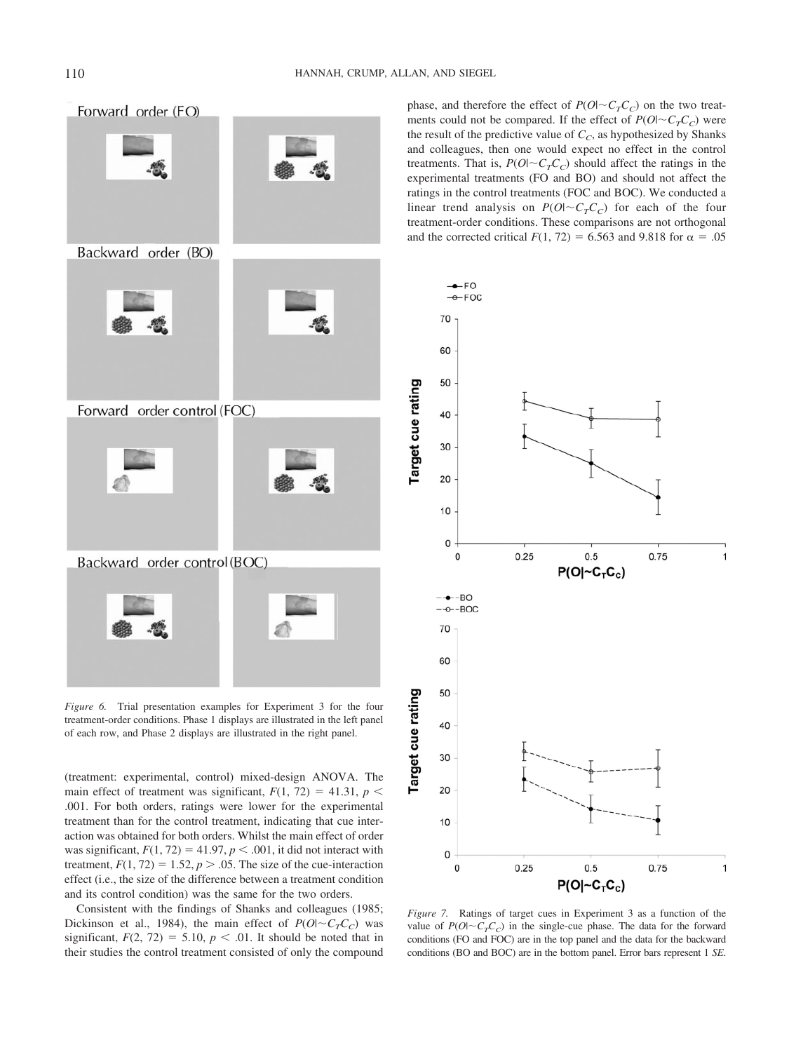Figure 6. Trial presentation examples for Experiment 3 for the four treatment-order conditions. Phase 1 displays are illustrated in the left panel of each row, and Phase 2 displays are illustrated in the right panel.

(treatment: experimental, control) mixed-design ANOVA. The main effect of treatment was significant, $F(1, 72) = 41.31$, $p < .001$. For both orders, ratings were lower for the experimental treatment than for the control treatment, indicating that cue interaction was obtained for both orders. Whilst the main effect of order was significant, $F(1, 72) = 41.97$, $p < .001$, it did not interact with treatment, $F(1, 72) = 1.52$, $p > .05$. The size of the cue-interaction effect (i.e., the size of the difference between a treatment condition and its control condition) was the same for the two orders.

Consistent with the findings of Shanks and colleagues (1985; Dickinson et al., 1984), the main effect of $P(O|{\sim}C_TC_C)$ was significant, $F(2, 72) = 5.10$, $p < .01$. It should be noted that in their studies the control treatment consisted of only the compound phase, and therefore the effect of $P(O|{\sim}C_TC_C)$ on the two treatments could not be compared. If the effect of $P(O|{\sim}C_TC_C)$ were the result of the predictive value of $C_C$, as hypothesized by Shanks and colleagues, then one would expect no effect in the control treatments. That is, $P(O|{\sim}C_TC_C)$ should affect the ratings in the experimental treatments (FO and BO) and should not affect the ratings in the control treatments (FOC and BOC). We conducted a linear trend analysis on $P(O|{\sim}C_TC_C)$ for each of the four treatment-order conditions. These comparisons are not orthogonal and the corrected critical $F(1, 72) = 6.563$ and $9.818$ for $\alpha = .05$

Figure 7. Ratings of target cues in Experiment 3 as a function of the value of $P(O|{\sim}C_TC_C)$ in the single-cue phase. The data for the forward conditions (FO and FOC) are in the top panel and the data for the backward conditions (BO and BOC) are in the bottom panel. Error bars represent 1 *SE*.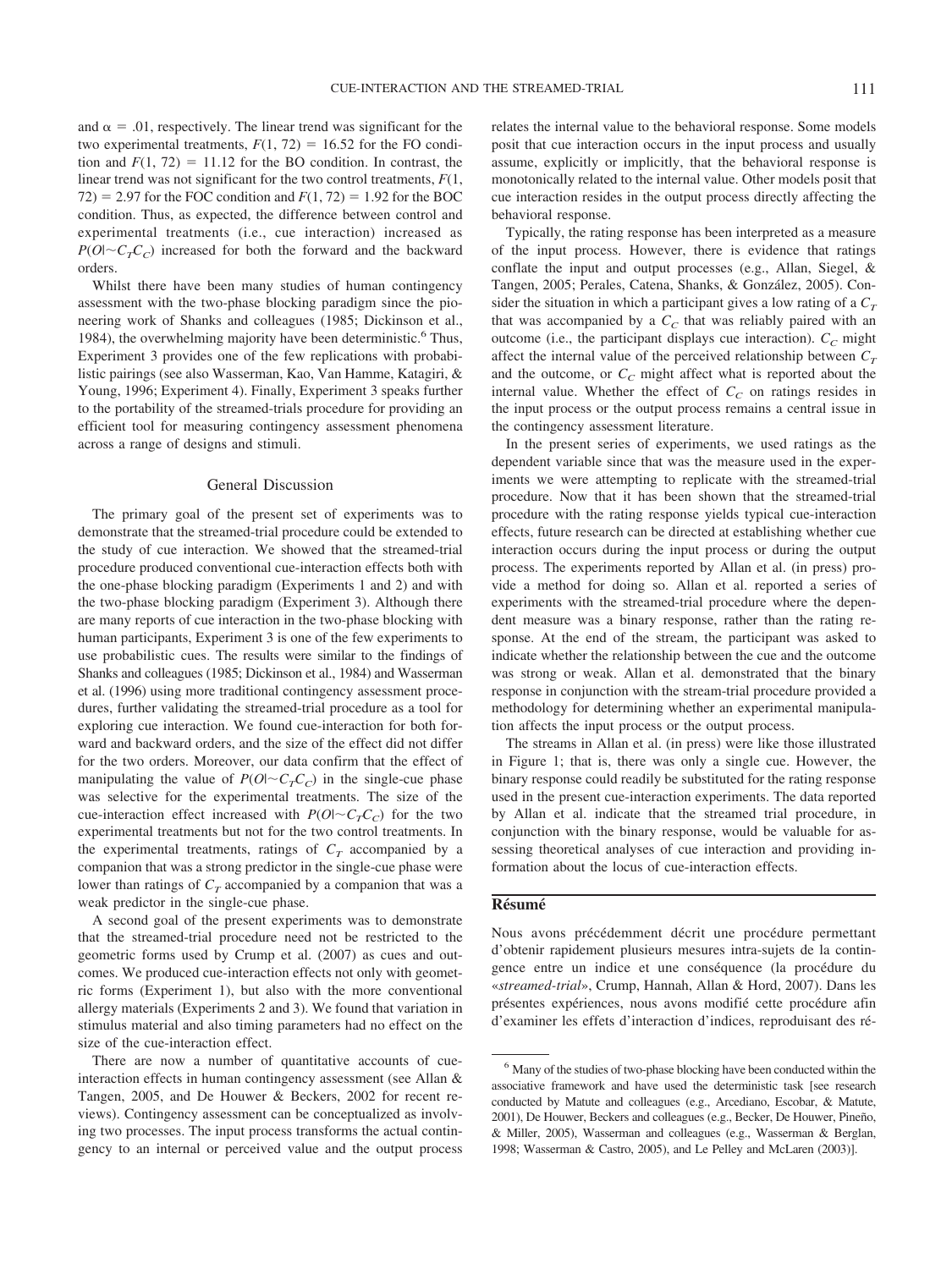and $\alpha = .01$, respectively. The linear trend was significant for the two experimental treatments, $F(1, 72) = 16.52$ for the FO condition and $F(1, 72) = 11.12$ for the BO condition. In contrast, the linear trend was not significant for the two control treatments, $F(1, 72) = 2.97$ for the FOC condition and $F(1, 72) = 1.92$ for the BOC condition. Thus, as expected, the difference between control and experimental treatments (i.e., cue interaction) increased as $P(O|{\sim}C_TC_C)$ increased for both the forward and the backward orders.

Whilst there have been many studies of human contingency assessment with the two-phase blocking paradigm since the pioneering work of Shanks and colleagues (1985; Dickinson et al., 1984), the overwhelming majority have been deterministic.[6] Thus, Experiment 3 provides one of the few replications with probabilistic pairings (see also Wasserman, Kao, Van Hamme, Katagiri, & Young, 1996; Experiment 4). Finally, Experiment 3 speaks further to the portability of the streamed-trials procedure for providing an efficient tool for measuring contingency assessment phenomena across a range of designs and stimuli.

## General Discussion

The primary goal of the present set of experiments was to demonstrate that the streamed-trial procedure could be extended to the study of cue interaction. We showed that the streamed-trial procedure produced conventional cue-interaction effects both with the one-phase blocking paradigm (Experiments 1 and 2) and with the two-phase blocking paradigm (Experiment 3). Although there are many reports of cue interaction in the two-phase blocking with human participants, Experiment 3 is one of the few experiments to use probabilistic cues. The results were similar to the findings of Shanks and colleagues (1985; Dickinson et al., 1984) and Wasserman et al. (1996) using more traditional contingency assessment procedures, further validating the streamed-trial procedure as a tool for exploring cue interaction. We found cue-interaction for both forward and backward orders, and the size of the effect did not differ for the two orders. Moreover, our data confirm that the effect of manipulating the value of $P(O|{\sim}C_TC_C)$ in the single-cue phase was selective for the experimental treatments. The size of the cue-interaction effect increased with $P(O|{\sim}C_TC_C)$ for the two experimental treatments but not for the two control treatments. In the experimental treatments, ratings of $C_T$ accompanied by a companion that was a strong predictor in the single-cue phase were lower than ratings of $C_T$ accompanied by a companion that was a weak predictor in the single-cue phase.

A second goal of the present experiments was to demonstrate that the streamed-trial procedure need not be restricted to the geometric forms used by Crump et al. (2007) as cues and outcomes. We produced cue-interaction effects not only with geometric forms (Experiment 1), but also with the more conventional allergy materials (Experiments 2 and 3). We found that variation in stimulus material and also timing parameters had no effect on the size of the cue-interaction effect.

There are now a number of quantitative accounts of cue-interaction effects in human contingency assessment (see Allan & Tangen, 2005, and De Houwer & Beckers, 2002 for recent reviews). Contingency assessment can be conceptualized as involving two processes. The input process transforms the actual contingency to an internal or perceived value and the output process relates the internal value to the behavioral response. Some models posit that cue interaction occurs in the input process and usually assume, explicitly or implicitly, that the behavioral response is monotonically related to the internal value. Other models posit that cue interaction resides in the output process directly affecting the behavioral response.

Typically, the rating response has been interpreted as a measure of the input process. However, there is evidence that ratings conflate the input and output processes (e.g., Allan, Siegel, & Tangen, 2005; Perales, Catena, Shanks, & González, 2005). Consider the situation in which a participant gives a low rating of a $C_T$ that was accompanied by a $C_C$ that was reliably paired with an outcome (i.e., the participant displays cue interaction). $C_C$ might affect the internal value of the perceived relationship between $C_T$ and the outcome, or $C_C$ might affect what is reported about the internal value. Whether the effect of $C_C$ on ratings resides in the input process or the output process remains a central issue in the contingency assessment literature.

In the present series of experiments, we used ratings as the dependent variable since that was the measure used in the experiments we were attempting to replicate with the streamed-trial procedure. Now that it has been shown that the streamed-trial procedure with the rating response yields typical cue-interaction effects, future research can be directed at establishing whether cue interaction occurs during the input process or during the output process. The experiments reported by Allan et al. (in press) provide a method for doing so. Allan et al. reported a series of experiments with the streamed-trial procedure where the dependent measure was a binary response, rather than the rating response. At the end of the stream, the participant was asked to indicate whether the relationship between the cue and the outcome was strong or weak. Allan et al. demonstrated that the binary response in conjunction with the stream-trial procedure provided a methodology for determining whether an experimental manipulation affects the input process or the output process.

The streams in Allan et al. (in press) were like those illustrated in Figure 1; that is, there was only a single cue. However, the binary response could readily be substituted for the rating response used in the present cue-interaction experiments. The data reported by Allan et al. indicate that the streamed trial procedure, in conjunction with the binary response, would be valuable for assessing theoretical analyses of cue interaction and providing information about the locus of cue-interaction effects.

## Résumé

Nous avons précédemment décrit une procédure permettant d'obtenir rapidement plusieurs mesures intra-sujets de la contingence entre un indice et une conséquence (la procédure du «*streamed-trial*», Crump, Hannah, Allan & Hord, 2007). Dans les présentes expériences, nous avons modifié cette procédure afin d'examiner les effets d'interaction d'indices, reproduisant des ré-

[6] Many of the studies of two-phase blocking have been conducted within the associative framework and have used the deterministic task [see research conducted by Matute and colleagues (e.g., Arcediano, Escobar, & Matute, 2001), De Houwer, Beckers and colleagues (e.g., Becker, De Houwer, Pineño, & Miller, 2005), Wasserman and colleagues (e.g., Wasserman & Berglan, 1998; Wasserman & Castro, 2005), and Le Pelley and McLaren (2003)].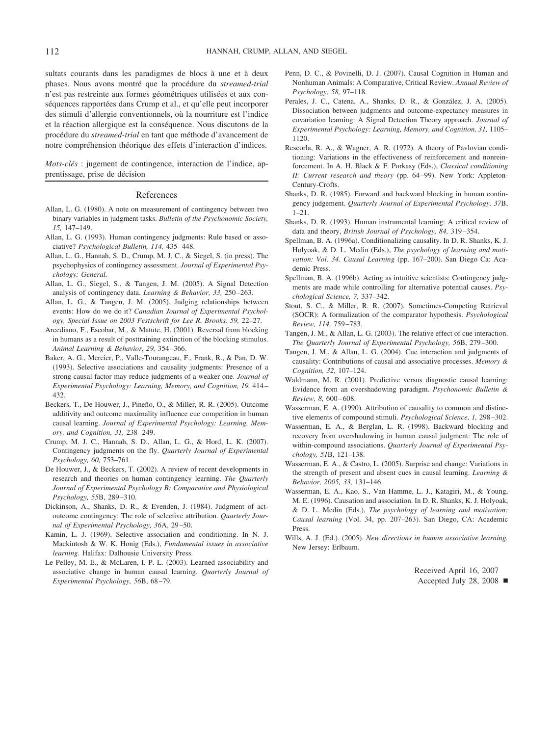sultats courants dans les paradigmes de blocs à une et à deux phases. Nous avons montré que la procédure du *streamed-trial* n'est pas restreinte aux formes géométriques utilisées et aux conséquences rapportées dans Crump et al., et qu'elle peut incorporer des stimuli d'allergie conventionnels, où la nourriture est l'indice et la réaction allergique est la conséquence. Nous discutons de la procédure du *streamed-trial* en tant que méthode d'avancement de notre compréhension théorique des effets d'interaction d'indices.

*Mots-clés* : jugement de contingence, interaction de l'indice, apprentissage, prise de décision

## References

Allan, L. G. (1980). A note on measurement of contingency between two binary variables in judgment tasks. *Bulletin of the Psychonomic Society, 15,* 147–149.

Allan, L. G. (1993). Human contingency judgments: Rule based or associative? *Psychological Bulletin, 114,* 435–448.

Allan, L. G., Hannah, S. D., Crump, M. J. C., & Siegel, S. (in press). The psychophysics of contingency assessment. *Journal of Experimental Psychology: General.*

Allan, L. G., Siegel, S., & Tangen, J. M. (2005). A Signal Detection analysis of contingency data. *Learning & Behavior, 33,* 250–263.

Allan, L. G., & Tangen, J. M. (2005). Judging relationships between events: How do we do it? *Canadian Journal of Experimental Psychology, Special Issue on 2003 Festschrift for Lee R. Brooks, 59,* 22–27.

Arcediano, F., Escobar, M., & Matute, H. (2001). Reversal from blocking in humans as a result of posttraining extinction of the blocking stimulus. *Animal Learning & Behavior, 29,* 354–366.

Baker, A. G., Mercier, P., Valle-Tourangeau, F., Frank, R., & Pan, D. W. (1993). Selective associations and causality judgments: Presence of a strong causal factor may reduce judgments of a weaker one. *Journal of Experimental Psychology: Learning, Memory, and Cognition, 19,* 414–432.

Beckers, T., De Houwer, J., Pineño, O., & Miller, R. R. (2005). Outcome additivity and outcome maximality influence cue competition in human causal learning. *Journal of Experimental Psychology: Learning, Memory, and Cognition, 31,* 238–249.

Crump, M. J. C., Hannah, S. D., Allan, L. G., & Hord, L. K. (2007). Contingency judgments on the fly. *Quarterly Journal of Experimental Psychology, 60,* 753–761.

De Houwer, J., & Beckers, T. (2002). A review of recent developments in research and theories on human contingency learning. *The Quarterly Journal of Experimental Psychology B: Comparative and Physiological Psychology, 55*B, 289–310.

Dickinson, A., Shanks, D. R., & Evenden, J. (1984). Judgment of act-outcome contingency: The role of selective attribution. *Quarterly Journal of Experimental Psychology, 36*A, 29–50.

Kamin, L. J. (1969). Selective association and conditioning. In N. J. Mackintosh & W. K. Honig (Eds.), *Fundamental issues in associative learning.* Halifax: Dalhousie University Press.

Le Pelley, M. E., & McLaren, I. P. L. (2003). Learned associability and associative change in human causal learning. *Quarterly Journal of Experimental Psychology, 56*B, 68–79.

Penn, D. C., & Povinelli, D. J. (2007). Causal Cognition in Human and Nonhuman Animals: A Comparative, Critical Review. *Annual Review of Psychology, 58,* 97–118.

Perales, J. C., Catena, A., Shanks, D. R., & González, J. A. (2005). Dissociation between judgments and outcome-expectancy measures in covariation learning: A Signal Detection Theory approach. *Journal of Experimental Psychology: Learning, Memory, and Cognition, 31,* 1105–1120.

Rescorla, R. A., & Wagner, A. R. (1972). A theory of Pavlovian conditioning: Variations in the effectiveness of reinforcement and nonreinforcement. In A. H. Black & F. Porkasy (Eds.), *Classical conditioning II: Current research and theory* (pp. 64–99). New York: Appleton-Century-Crofts.

Shanks, D. R. (1985). Forward and backward blocking in human contingency judgement. *Quarterly Journal of Experimental Psychology, 37*B, 1–21.

Shanks, D. R. (1993). Human instrumental learning: A critical review of data and theory, *British Journal of Psychology, 84,* 319–354.

Spellman, B. A. (1996a). Conditionalizing causality. In D. R. Shanks, K. J. Holyoak, & D. L. Medin (Eds.), *The psychology of learning and motivation: Vol. 34. Causal Learning* (pp. 167–200). San Diego Ca: Academic Press.

Spellman, B. A. (1996b). Acting as intuitive scientists: Contingency judgments are made while controlling for alternative potential causes. *Psychological Science, 7,* 337–342.

Stout, S. C., & Miller, R. R. (2007). Sometimes-Competing Retrieval (SOCR): A formalization of the comparator hypothesis. *Psychological Review, 114,* 759–783.

Tangen, J. M., & Allan, L. G. (2003). The relative effect of cue interaction. *The Quarterly Journal of Experimental Psychology, 56*B, 279–300.

Tangen, J. M., & Allan, L. G. (2004). Cue interaction and judgments of causality: Contributions of causal and associative processes. *Memory & Cognition, 32,* 107–124.

Waldmann, M. R. (2001). Predictive versus diagnostic causal learning: Evidence from an overshadowing paradigm. *Psychonomic Bulletin & Review, 8,* 600–608.

Wasserman, E. A. (1990). Attribution of causality to common and distinctive elements of compound stimuli. *Psychological Science, 1,* 298–302.

Wasserman, E. A., & Berglan, L. R. (1998). Backward blocking and recovery from overshadowing in human causal judgment: The role of within-compound associations. *Quarterly Journal of Experimental Psychology, 51*B, 121–138.

Wasserman, E. A., & Castro, L. (2005). Surprise and change: Variations in the strength of present and absent cues in causal learning. *Learning & Behavior, 2005, 33,* 131–146.

Wasserman, E. A., Kao, S., Van Hamme, L. J., Katagiri, M., & Young, M. E. (1996). Causation and association. In D. R. Shanks, K. J. Holyoak, & D. L. Medin (Eds.), *The psychology of learning and motivation: Causal learning* (Vol. 34, pp. 207–263). San Diego, CA: Academic Press.

Wills, A. J. (Ed.). (2005). *New directions in human associative learning.* New Jersey: Erlbaum.

Received April 16, 2007
Accepted July 28, 2008 ■